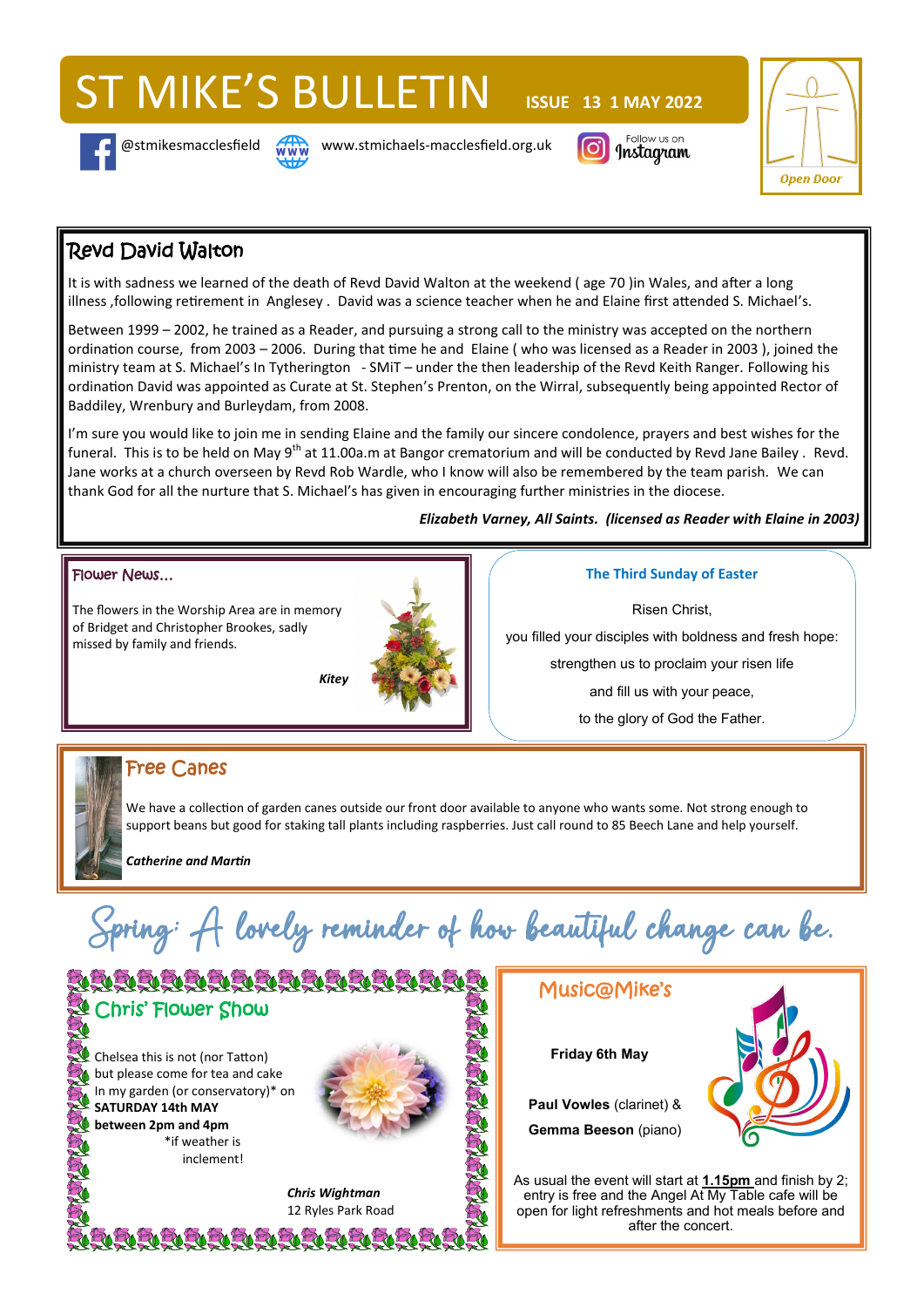# ST MIKE'S BULLETIN

**ISSUE 13 1 MAY 2022**

@stmikesmacclesfield www.stmichaels-macclesfield.org.uk Follow us on Instagram

Open Door

## Revd David Walton

It is with sadness we learned of the death of Revd David Walton at the weekend ( age 70 )in Wales, and after a long illness ,following retirement in Anglesey . David was a science teacher when he and Elaine first attended S. Michael's.

Between 1999 – 2002, he trained as a Reader, and pursuing a strong call to the ministry was accepted on the northern ordination course, from 2003 – 2006. During that time he and Elaine ( who was licensed as a Reader in 2003 ), joined the ministry team at S. Michael's In Tytherington - SMiT – under the then leadership of the Revd Keith Ranger. Following his ordination David was appointed as Curate at St. Stephen's Prenton, on the Wirral, subsequently being appointed Rector of Baddiley, Wrenbury and Burleydam, from 2008.

I'm sure you would like to join me in sending Elaine and the family our sincere condolence, prayers and best wishes for the funeral. This is to be held on May 9th at 11.00a.m at Bangor crematorium and will be conducted by Revd Jane Bailey . Revd. Jane works at a church overseen by Revd Rob Wardle, who I know will also be remembered by the team parish. We can thank God for all the nurture that S. Michael's has given in encouraging further ministries in the diocese.

***Elizabeth Varney, All Saints. (licensed as Reader with Elaine in 2003)***

## Flower News...

The flowers in the Worship Area are in memory of Bridgett and Christopher Brookes, sadly missed by family and friends.

***Kitey***

## The Third Sunday of Easter

Risen Christ,
you filled your disciples with boldness and fresh hope:
strengthen us to proclaim your risen life
and fill us with your peace,
to the glory of God the Father.

## Free Canes

We have a collection of garden canes outside our front door available to anyone who wants some. Not strong enough to support beans but good for staking tall plants including raspberries. Just call round to 85 Beech Lane and help yourself.

***Catherine and Martin***

*Spring: A lovely reminder of how beautiful change can be.*

## Chris' Flower Show

Chelsea this is not (nor Tatton)
but please come for tea and cake
In my garden (or conservatory)* on
**SATURDAY 14th MAY**
**between 2pm and 4pm**
*if weather is inclement!

***Chris Wightman***
12 Ryles Park Road

## Music@Mike's

**Friday 6th May**

**Paul Vowles** (clarinet) &
**Gemma Beeson** (piano)

As usual the event will start at **1.15pm** and finish by 2; entry is free and the Angel At My Table cafe will be open for light refreshments and hot meals before and after the concert.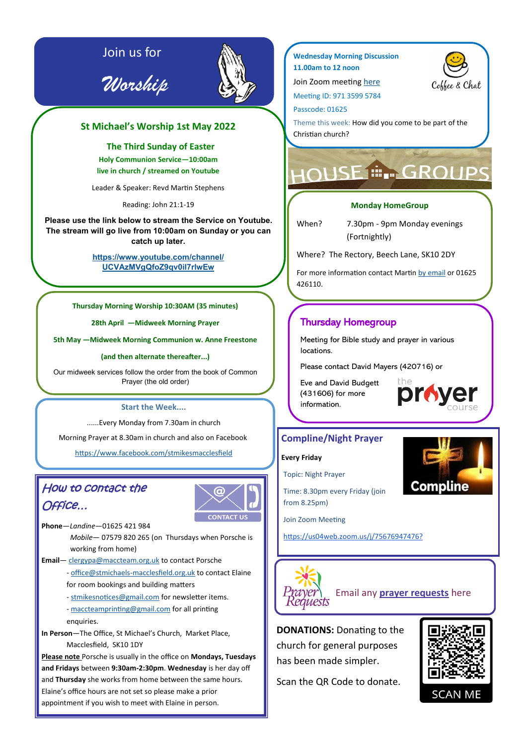# Join us for Worship

## St Michael's Worship 1st May 2022

**The Third Sunday of Easter**

**Holy Communion Service—10:00am**

**live in church / streamed on Youtube**

Leader & Speaker: Revd Martin Stephens

Reading: John 21:1-19

**Please use the link below to stream the Service on Youtube. The stream will go live from 10:00am on Sunday or you can catch up later.**

**https://www.youtube.com/channel/UCVAzMVgQfoZ9qv0il7rlwEw**

**Thursday Morning Worship 10:30AM (35 minutes)**

**28th April —Midweek Morning Prayer**

**5th May —Midweek Morning Communion w. Anne Freestone**

**(and then alternate thereafter...)**

Our midweek services follow the order from the book of Common Prayer (the old order)

**Start the Week....**

......Every Monday from 7.30am in church

Morning Prayer at 8.30am in church and also on Facebook

https://www.facebook.com/stmikesmacclesfield

## How to contact the Office...

CONTACT US

**Phone**—*Landine*—01625 421 984

*Mobile*— 07579 820 265 (on Thursdays when Porsche is working from home)

**Email**— clergypa@maccteam.org.uk to contact Porsche

- office@stmichaels-macclesfield.org.uk to contact Elaine for room bookings and building matters
- stmikesnotices@gmail.com for newsletter items.
- maccteamprinting@gmail.com for all printing enquiries.

**In Person**—The Office, St Michael's Church, Market Place, Macclesfield, SK10 1DY

**Please note** Porsche is usually in the office on **Mondays, Tuesdays and Fridays** between **9:30am-2:30pm**. **Wednesday** is her day off and **Thursday** she works from home between the same hours. Elaine's office hours are not set so please make a prior appointment if you wish to meet with Elaine in person.

**Wednesday Morning Discussion**
**11.00am to 12 noon**

Coffee & Chat

Join Zoom meeting here

Meeting ID: 971 3599 5784

Passcode: 01625

Theme this week: How did you come to be part of the Christian church?

## HOUSE GROUPS

**Monday HomeGroup**

When? 7.30pm - 9pm Monday evenings (Fortnightly)

Where? The Rectory, Beech Lane, SK10 2DY

For more information contact Martin by email or 01625 426110.

## Thursday Homegroup

Meeting for Bible study and prayer in various locations.

Please contact David Mayers (420716) or

Eve and David Budgett (431606) for more information.

the prayer course

## Compline/Night Prayer

**Every Friday**

Topic: Night Prayer

Time: 8.30pm every Friday (join from 8.25pm)

Join Zoom Meeting

https://us04web.zoom.us/j/75676947476?

Compline

Prayer Requests

Email any **prayer requests** here

**DONATIONS:** Donating to the church for general purposes has been made simpler.

Scan the QR Code to donate.

SCAN ME